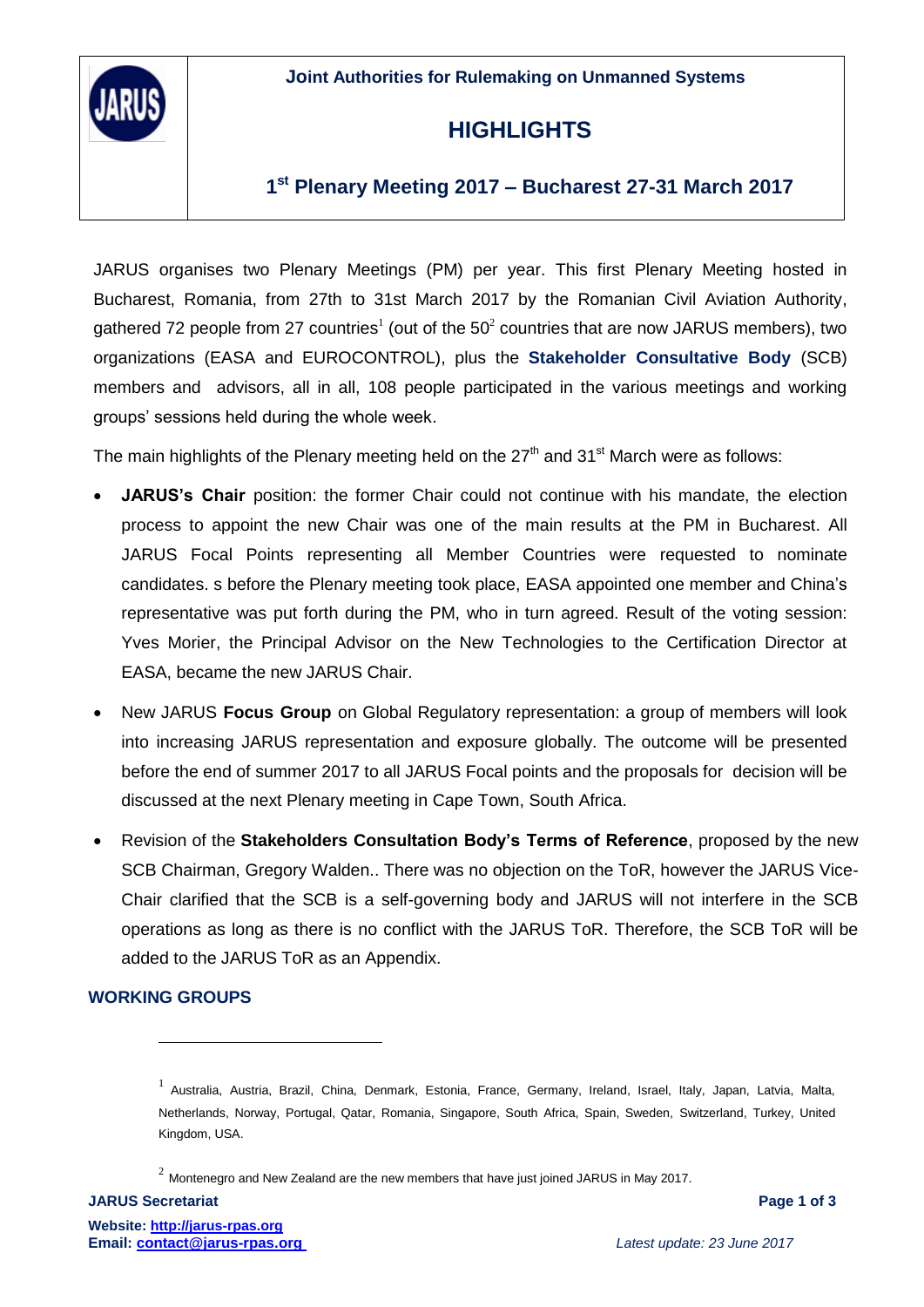**Joint Authorities for Rulemaking on Unmanned Systems**

# HIGHLIGHTS

## 1st Plenary Meeting 2017 – Bucharest 27-31 March 2017

JARUS organises two Plenary Meetings (PM) per year. This first Plenary Meeting hosted in Bucharest, Romania, from 27th to 31st March 2017 by the Romanian Civil Aviation Authority, gathered 72 people from 27 countries[1] (out of the 50[2] countries that are now JARUS members), two organizations (EASA and EUROCONTROL), plus the **Stakeholder Consultative Body** (SCB) members and advisors, all in all, 108 people participated in the various meetings and working groups' sessions held during the whole week.

The main highlights of the Plenary meeting held on the 27th and 31st March were as follows:

- **JARUS's Chair** position: the former Chair could not continue with his mandate, the election process to appoint the new Chair was one of the main results at the PM in Bucharest. All JARUS Focal Points representing all Member Countries were requested to nominate candidates. s before the Plenary meeting took place, EASA appointed one member and China's representative was put forth during the PM, who in turn agreed. Result of the voting session: Yves Morier, the Principal Advisor on the New Technologies to the Certification Director at EASA, became the new JARUS Chair.
- New JARUS **Focus Group** on Global Regulatory representation: a group of members will look into increasing JARUS representation and exposure globally. The outcome will be presented before the end of summer 2017 to all JARUS Focal points and the proposals for decision will be discussed at the next Plenary meeting in Cape Town, South Africa.
- Revision of the **Stakeholders Consultation Body's Terms of Reference**, proposed by the new SCB Chairman, Gregory Walden.. There was no objection on the ToR, however the JARUS Vice-Chair clarified that the SCB is a self-governing body and JARUS will not interfere in the SCB operations as long as there is no conflict with the JARUS ToR. Therefore, the SCB ToR will be added to the JARUS ToR as an Appendix.

### WORKING GROUPS

---

[1] Australia, Austria, Brazil, China, Denmark, Estonia, France, Germany, Ireland, Israel, Italy, Japan, Latvia, Malta, Netherlands, Norway, Portugal, Qatar, Romania, Singapore, South Africa, Spain, Sweden, Switzerland, Turkey, United Kingdom, USA.

[2] Montenegro and New Zealand are the new members that have just joined JARUS in May 2017.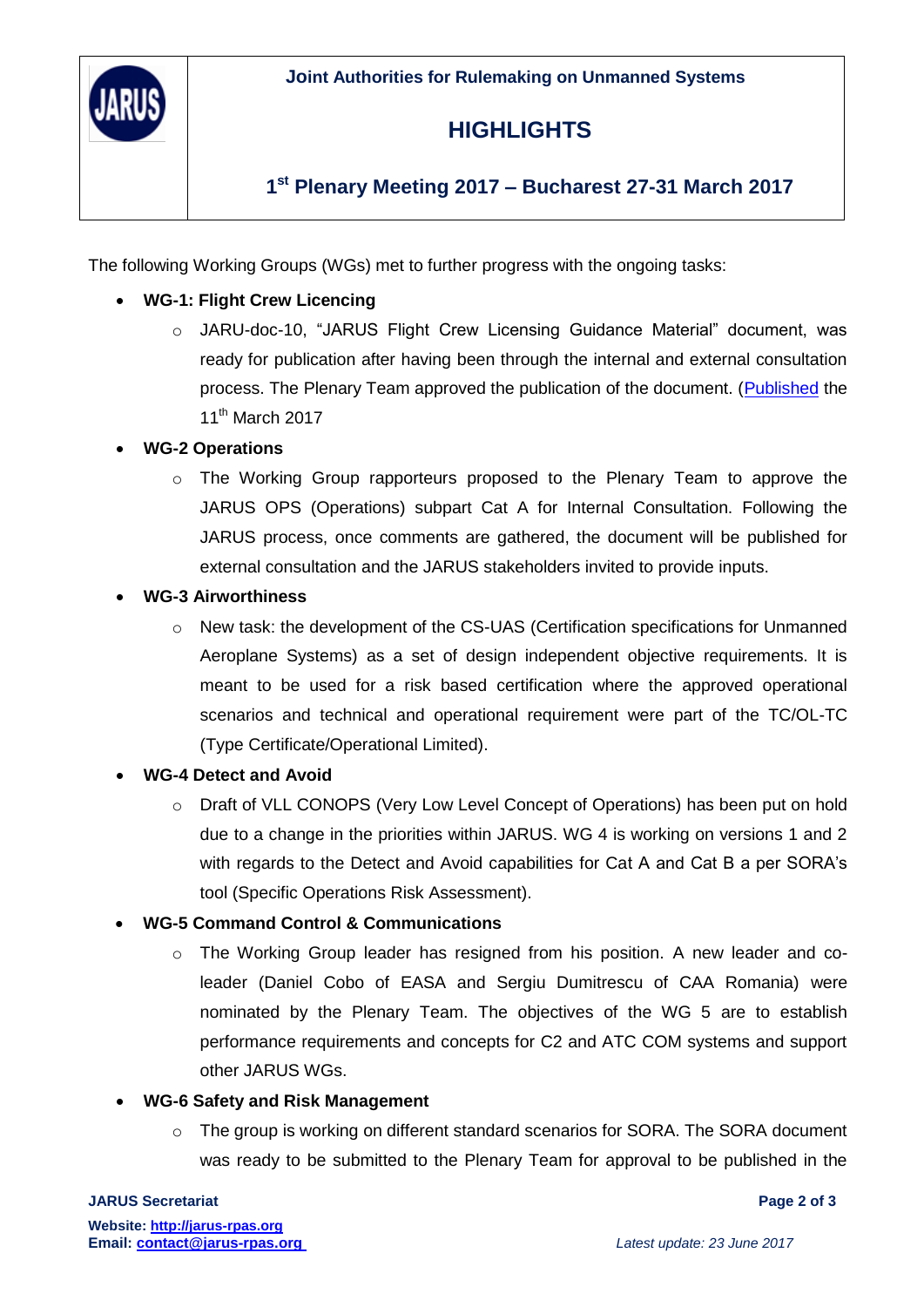**Joint Authorities for Rulemaking on Unmanned Systems**

# HIGHLIGHTS

## 1st Plenary Meeting 2017 – Bucharest 27-31 March 2017

The following Working Groups (WGs) met to further progress with the ongoing tasks:

- **WG-1: Flight Crew Licencing**
  - JARU-doc-10, "JARUS Flight Crew Licensing Guidance Material" document, was ready for publication after having been through the internal and external consultation process. The Plenary Team approved the publication of the document. (Published the 11th March 2017
- **WG-2 Operations**
  - The Working Group rapporteurs proposed to the Plenary Team to approve the JARUS OPS (Operations) subpart Cat A for Internal Consultation. Following the JARUS process, once comments are gathered, the document will be published for external consultation and the JARUS stakeholders invited to provide inputs.
- **WG-3 Airworthiness**
  - New task: the development of the CS-UAS (Certification specifications for Unmanned Aeroplane Systems) as a set of design independent objective requirements. It is meant to be used for a risk based certification where the approved operational scenarios and technical and operational requirement were part of the TC/OL-TC (Type Certificate/Operational Limited).
- **WG-4 Detect and Avoid**
  - Draft of VLL CONOPS (Very Low Level Concept of Operations) has been put on hold due to a change in the priorities within JARUS. WG 4 is working on versions 1 and 2 with regards to the Detect and Avoid capabilities for Cat A and Cat B a per SORA's tool (Specific Operations Risk Assessment).
- **WG-5 Command Control & Communications**
  - The Working Group leader has resigned from his position. A new leader and co-leader (Daniel Cobo of EASA and Sergiu Dumitrescu of CAA Romania) were nominated by the Plenary Team. The objectives of the WG 5 are to establish performance requirements and concepts for C2 and ATC COM systems and support other JARUS WGs.
- **WG-6 Safety and Risk Management**
  - The group is working on different standard scenarios for SORA. The SORA document was ready to be submitted to the Plenary Team for approval to be published in the

**JARUS Secretariat**
**Website: http://jarus-rpas.org**
**Email: contact@jarus-rpas.org**

*Latest update: 23 June 2017*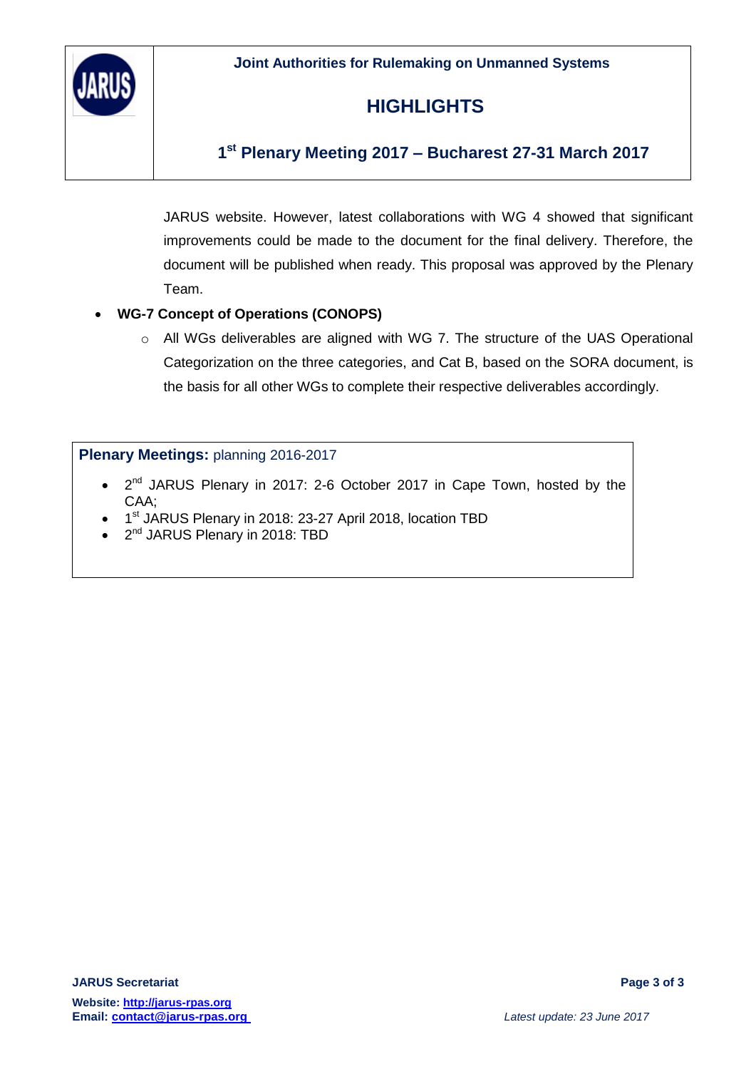JARUS website. However, latest collaborations with WG 4 showed that significant improvements could be made to the document for the final delivery. Therefore, the document will be published when ready. This proposal was approved by the Plenary Team.

- **WG-7 Concept of Operations (CONOPS)**
  - All WGs deliverables are aligned with WG 7. The structure of the UAS Operational Categorization on the three categories, and Cat B, based on the SORA document, is the basis for all other WGs to complete their respective deliverables accordingly.

**Plenary Meetings:** planning 2016-2017

- 2nd JARUS Plenary in 2017: 2-6 October 2017 in Cape Town, hosted by the CAA;
- 1st JARUS Plenary in 2018: 23-27 April 2018, location TBD
- 2nd JARUS Plenary in 2018: TBD